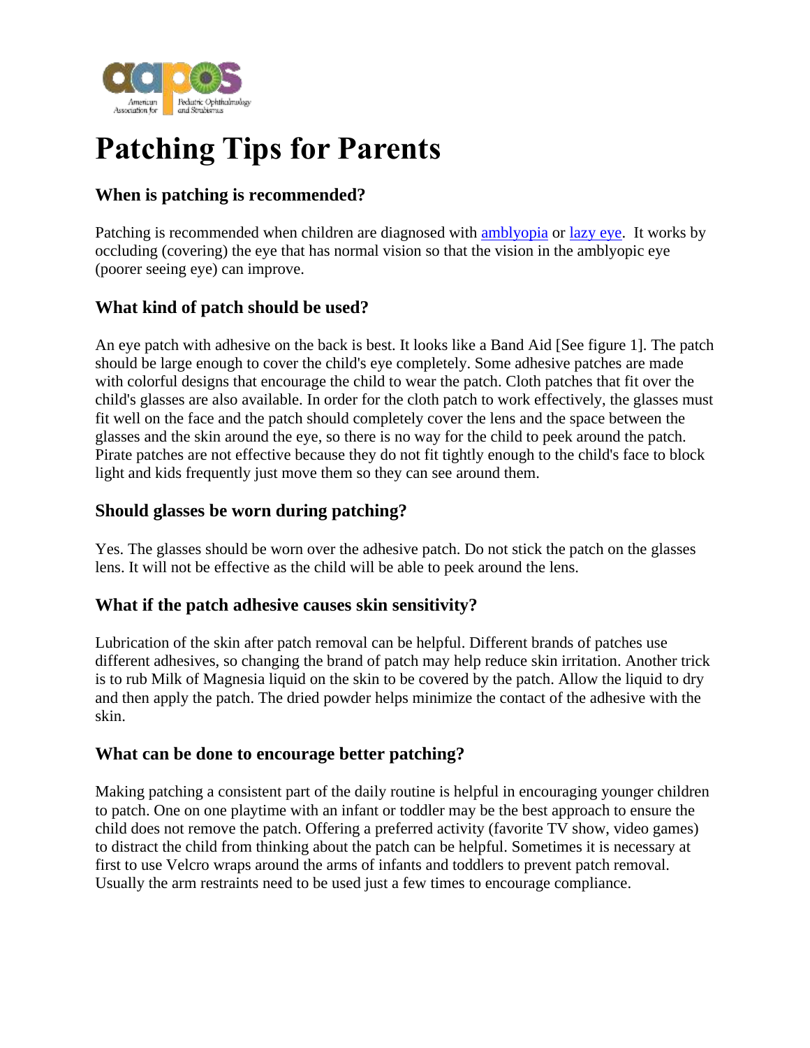# Patching Tips for Parents

## When is patching is recommended?

Patching is recommended when children are diagnosed with amblyopia or lazy eye. It works by occluding (covering) the eye that has normal vision so that the vision in the amblyopic eye (poorer seeing eye) can improve.

## What kind of patch should be used?

An eye patch with adhesive on the back is best. It looks like a Band Aid [See figure 1]. The patch should be large enough to cover the child's eye completely. Some adhesive patches are made with colorful designs that encourage the child to wear the patch. Cloth patches that fit over the child's glasses are also available. In order for the cloth patch to work effectively, the glasses must fit well on the face and the patch should completely cover the lens and the space between the glasses and the skin around the eye, so there is no way for the child to peek around the patch. Pirate patches are not effective because they do not fit tightly enough to the child's face to block light and kids frequently just move them so they can see around them.

## Should glasses be worn during patching?

Yes. The glasses should be worn over the adhesive patch. Do not stick the patch on the glasses lens. It will not be effective as the child will be able to peek around the lens.

## What if the patch adhesive causes skin sensitivity?

Lubrication of the skin after patch removal can be helpful. Different brands of patches use different adhesives, so changing the brand of patch may help reduce skin irritation. Another trick is to rub Milk of Magnesia liquid on the skin to be covered by the patch. Allow the liquid to dry and then apply the patch. The dried powder helps minimize the contact of the adhesive with the skin.

## What can be done to encourage better patching?

Making patching a consistent part of the daily routine is helpful in encouraging younger children to patch. One on one playtime with an infant or toddler may be the best approach to ensure the child does not remove the patch. Offering a preferred activity (favorite TV show, video games) to distract the child from thinking about the patch can be helpful. Sometimes it is necessary at first to use Velcro wraps around the arms of infants and toddlers to prevent patch removal. Usually the arm restraints need to be used just a few times to encourage compliance.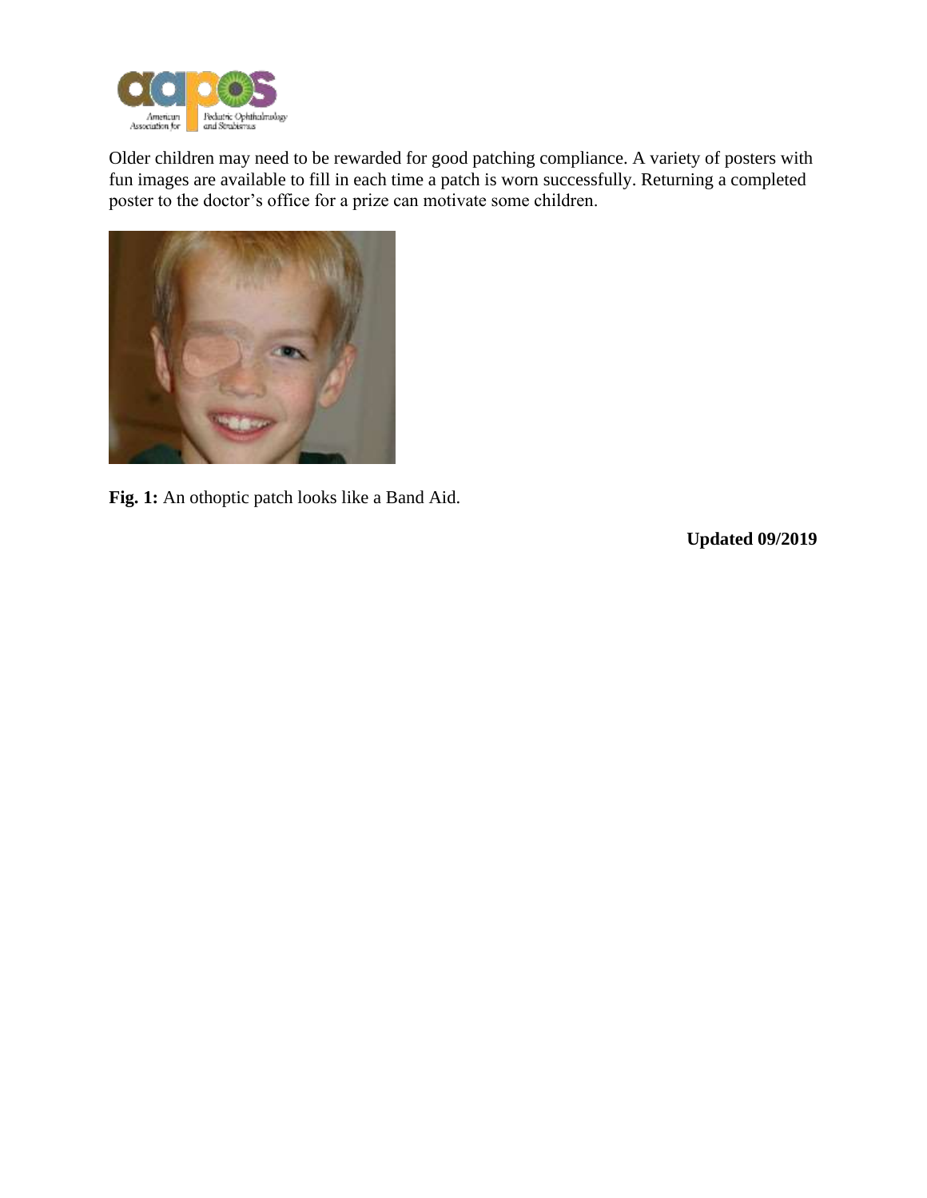Older children may need to be rewarded for good patching compliance. A variety of posters with fun images are available to fill in each time a patch is worn successfully. Returning a completed poster to the doctor's office for a prize can motivate some children.

**Fig. 1:** An othoptic patch looks like a Band Aid.

**Updated 09/2019**